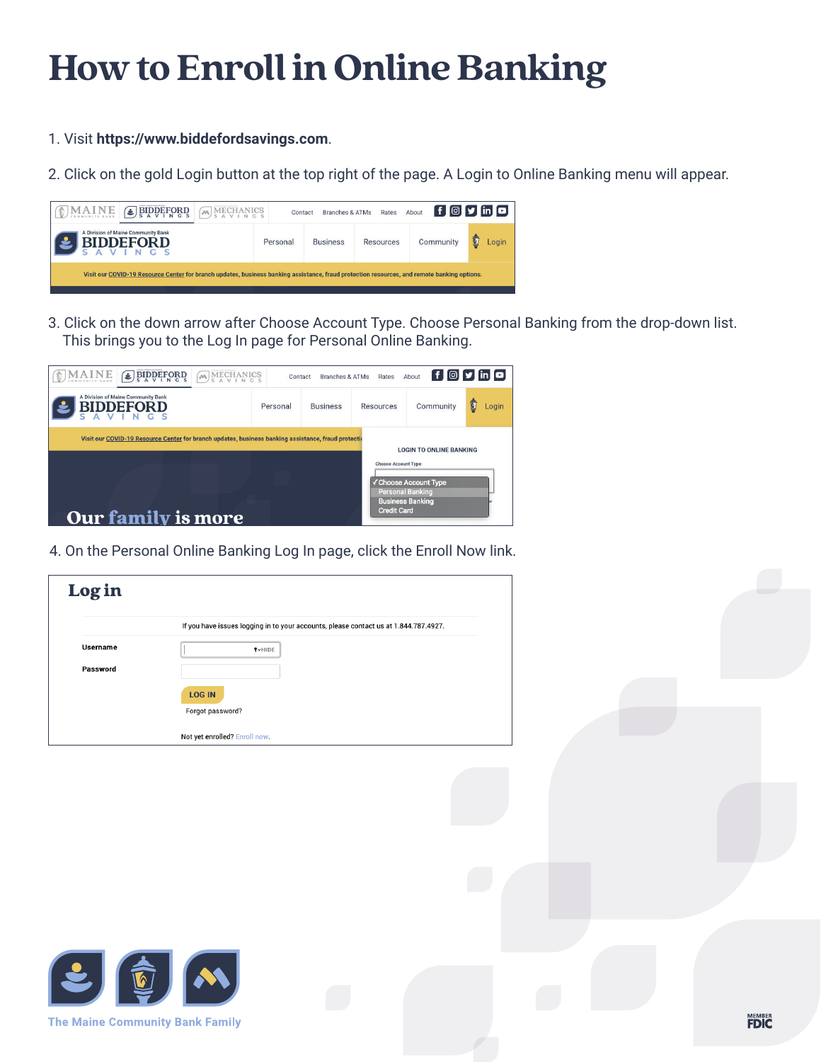# How to Enroll in Online Banking

1. Visit **https://www.biddefordsavings.com**.
2. Click on the gold Login button at the top right of the page. A Login to Online Banking menu will appear.
3. Click on the down arrow after Choose Account Type. Choose Personal Banking from the drop-down list. This brings you to the Log In page for Personal Online Banking.
4. On the Personal Online Banking Log In page, click the Enroll Now link.

The Maine Community Bank Family

MEMBER FDIC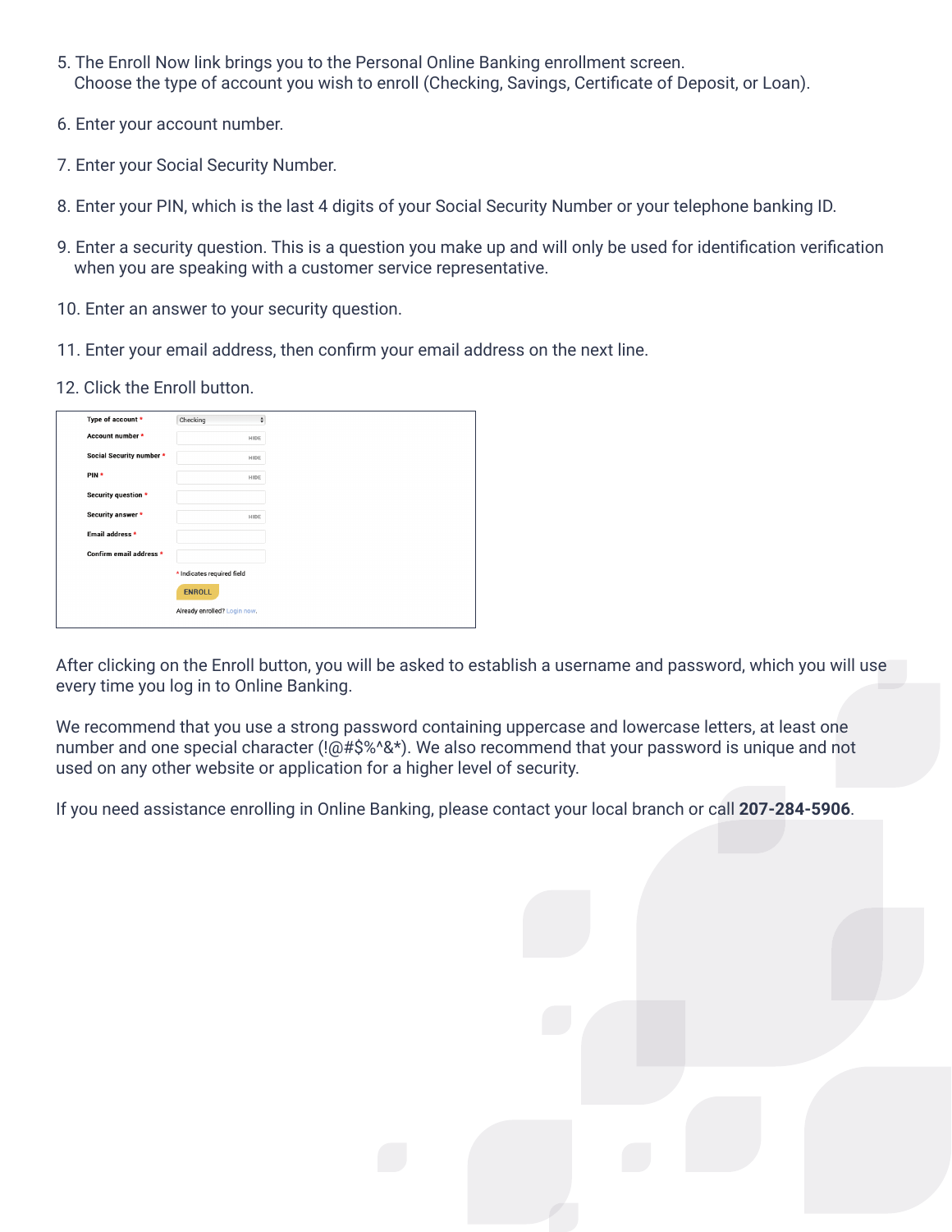5. The Enroll Now link brings you to the Personal Online Banking enrollment screen. Choose the type of account you wish to enroll (Checking, Savings, Certificate of Deposit, or Loan).

6. Enter your account number.

7. Enter your Social Security Number.

8. Enter your PIN, which is the last 4 digits of your Social Security Number or your telephone banking ID.

9. Enter a security question. This is a question you make up and will only be used for identification verification when you are speaking with a customer service representative.

10. Enter an answer to your security question.

11. Enter your email address, then confirm your email address on the next line.

12. Click the Enroll button.

Type of account * Checking

Account number * HIDE

Social Security number * HIDE

PIN * HIDE

Security question *

Security answer * HIDE

Email address *

Confirm email address *

* Indicates required field

ENROLL

Already enrolled? Login now.

After clicking on the Enroll button, you will be asked to establish a username and password, which you will use every time you log in to Online Banking.

We recommend that you use a strong password containing uppercase and lowercase letters, at least one number and one special character (!@#$%^&*). We also recommend that your password is unique and not used on any other website or application for a higher level of security.

If you need assistance enrolling in Online Banking, please contact your local branch or call **207-284-5906**.